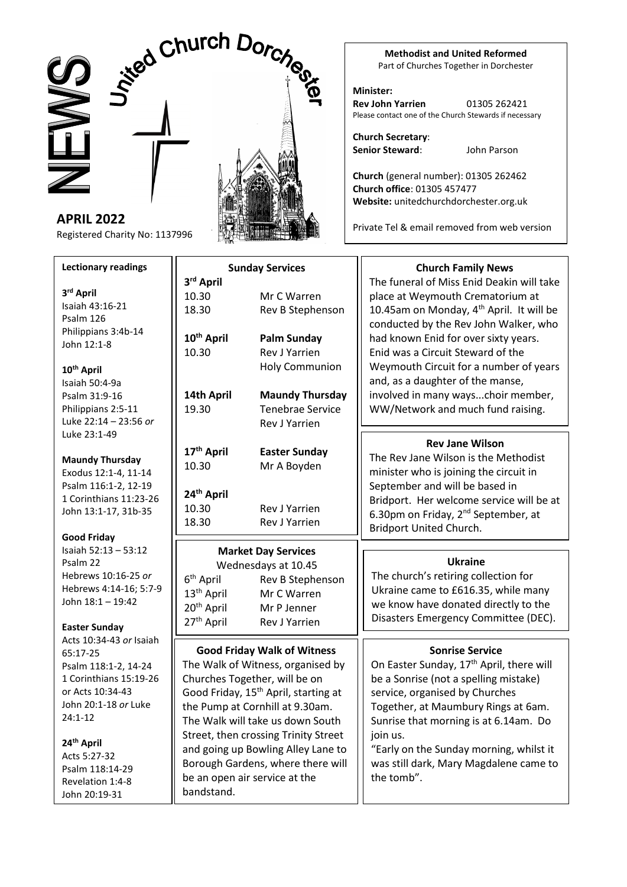# NEWS

## United Church Dorchester

**APRIL 2022**

Registered Charity No: 1137996

**Methodist and United Reformed**

Part of Churches Together in Dorchester

**Minister:**
**Rev John Yarrien** 01305 262421
Please contact one of the Church Stewards if necessary

**Church Secretary**:
**Senior Steward**: John Parson

**Church** (general number): 01305 262462
**Church office**: 01305 457477
**Website:** unitedchurchdorchester.org.uk

Private Tel & email removed from web version

### Lectionary readings

**3rd April**
Isaiah 43:16-21
Psalm 126
Philippians 3:4b-14
John 12:1-8

**10th April**
Isaiah 50:4-9a
Psalm 31:9-16
Philippians 2:5-11
Luke 22:14 – 23:56 *or* Luke 23:1-49

**Maundy Thursday**
Exodus 12:1-4, 11-14
Psalm 116:1-2, 12-19
1 Corinthians 11:23-26
John 13:1-17, 31b-35

**Good Friday**
Isaiah 52:13 – 53:12
Psalm 22
Hebrews 10:16-25 *or* Hebrews 4:14-16; 5:7-9
John 18:1 – 19:42

**Easter Sunday**
Acts 10:34-43 *or* Isaiah 65:17-25
Psalm 118:1-2, 14-24
1 Corinthians 15:19-26 or Acts 10:34-43
John 20:1-18 *or* Luke 24:1-12

**24th April**
Acts 5:27-32
Psalm 118:14-29
Revelation 1:4-8
John 20:19-31

### Sunday Services

**3rd April**
10.30 Mr C Warren
18.30 Rev B Stephenson

**10th April** **Palm Sunday**
10.30 Rev J Yarrien
Holy Communion

**14th April** **Maundy Thursday**
19.30 Tenebrae Service
Rev J Yarrien

**17th April** **Easter Sunday**
10.30 Mr A Boyden

**24th April**
10.30 Rev J Yarrien
18.30 Rev J Yarrien

### Market Day Services

Wednesdays at 10.45

| | |
|---|---|
| 6th April | Rev B Stephenson |
| 13th April | Mr C Warren |
| 20th April | Mr P Jenner |
| 27th April | Rev J Yarrien |

### Good Friday Walk of Witness

The Walk of Witness, organised by Churches Together, will be on Good Friday, 15th April, starting at the Pump at Cornhill at 9.30am. The Walk will take us down South Street, then crossing Trinity Street and going up Bowling Alley Lane to Borough Gardens, where there will be an open air service at the bandstand.

### Church Family News

The funeral of Miss Enid Deakin will take place at Weymouth Crematorium at 10.45am on Monday, 4th April. It will be conducted by the Rev John Walker, who had known Enid for over sixty years. Enid was a Circuit Steward of the Weymouth Circuit for a number of years and, as a daughter of the manse, involved in many ways...choir member, WW/Network and much fund raising.

### Rev Jane Wilson

The Rev Jane Wilson is the Methodist minister who is joining the circuit in September and will be based in Bridport. Her welcome service will be at 6.30pm on Friday, 2nd September, at Bridport United Church.

### Ukraine

The church's retiring collection for Ukraine came to £616.35, while many we know have donated directly to the Disasters Emergency Committee (DEC).

### Sonrise Service

On Easter Sunday, 17th April, there will be a Sonrise (not a spelling mistake) service, organised by Churches Together, at Maumbury Rings at 6am. Sunrise that morning is at 6.14am. Do join us.

"Early on the Sunday morning, whilst it was still dark, Mary Magdalene came to the tomb".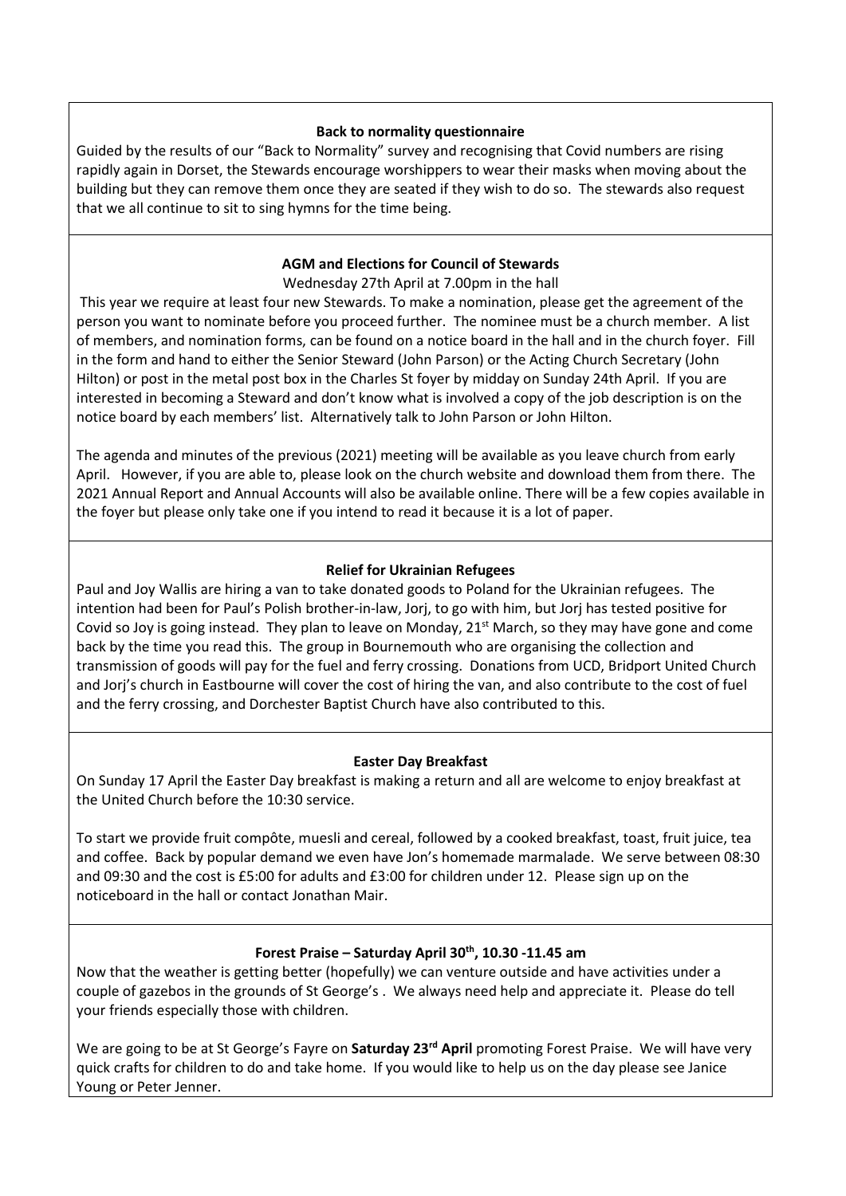### Back to normality questionnaire

Guided by the results of our "Back to Normality" survey and recognising that Covid numbers are rising rapidly again in Dorset, the Stewards encourage worshippers to wear their masks when moving about the building but they can remove them once they are seated if they wish to do so. The stewards also request that we all continue to sit to sing hymns for the time being.

### AGM and Elections for Council of Stewards

Wednesday 27th April at 7.00pm in the hall

This year we require at least four new Stewards. To make a nomination, please get the agreement of the person you want to nominate before you proceed further. The nominee must be a church member. A list of members, and nomination forms, can be found on a notice board in the hall and in the church foyer. Fill in the form and hand to either the Senior Steward (John Parson) or the Acting Church Secretary (John Hilton) or post in the metal post box in the Charles St foyer by midday on Sunday 24th April. If you are interested in becoming a Steward and don't know what is involved a copy of the job description is on the notice board by each members' list. Alternatively talk to John Parson or John Hilton.

The agenda and minutes of the previous (2021) meeting will be available as you leave church from early April. However, if you are able to, please look on the church website and download them from there. The 2021 Annual Report and Annual Accounts will also be available online. There will be a few copies available in the foyer but please only take one if you intend to read it because it is a lot of paper.

### Relief for Ukrainian Refugees

Paul and Joy Wallis are hiring a van to take donated goods to Poland for the Ukrainian refugees. The intention had been for Paul's Polish brother-in-law, Jorj, to go with him, but Jorj has tested positive for Covid so Joy is going instead. They plan to leave on Monday, 21st March, so they may have gone and come back by the time you read this. The group in Bournemouth who are organising the collection and transmission of goods will pay for the fuel and ferry crossing. Donations from UCD, Bridport United Church and Jorj's church in Eastbourne will cover the cost of hiring the van, and also contribute to the cost of fuel and the ferry crossing, and Dorchester Baptist Church have also contributed to this.

### Easter Day Breakfast

On Sunday 17 April the Easter Day breakfast is making a return and all are welcome to enjoy breakfast at the United Church before the 10:30 service.

To start we provide fruit compôte, muesli and cereal, followed by a cooked breakfast, toast, fruit juice, tea and coffee. Back by popular demand we even have Jon's homemade marmalade. We serve between 08:30 and 09:30 and the cost is £5:00 for adults and £3:00 for children under 12. Please sign up on the noticeboard in the hall or contact Jonathan Mair.

### Forest Praise – Saturday April 30th, 10.30 -11.45 am

Now that the weather is getting better (hopefully) we can venture outside and have activities under a couple of gazebos in the grounds of St George's . We always need help and appreciate it. Please do tell your friends especially those with children.

We are going to be at St George's Fayre on **Saturday 23rd April** promoting Forest Praise. We will have very quick crafts for children to do and take home. If you would like to help us on the day please see Janice Young or Peter Jenner.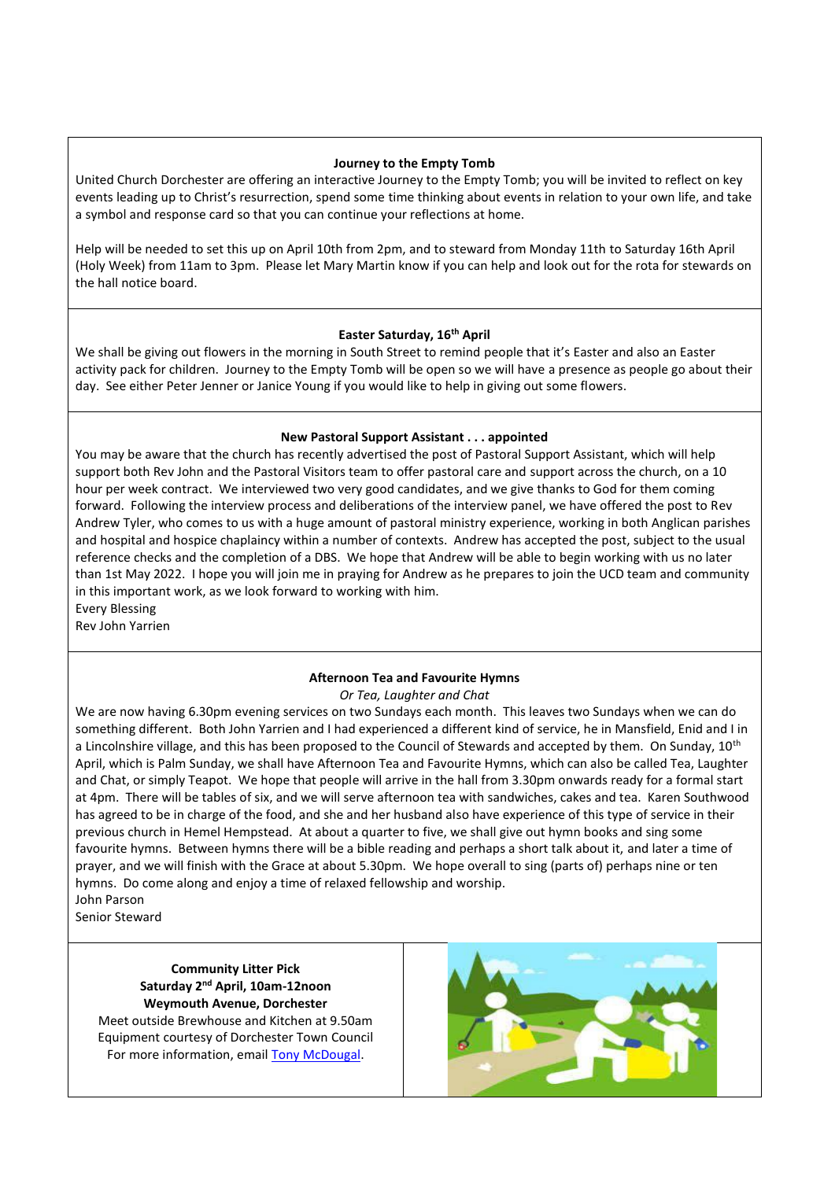## Journey to the Empty Tomb

United Church Dorchester are offering an interactive Journey to the Empty Tomb; you will be invited to reflect on key events leading up to Christ's resurrection, spend some time thinking about events in relation to your own life, and take a symbol and response card so that you can continue your reflections at home.

Help will be needed to set this up on April 10th from 2pm, and to steward from Monday 11th to Saturday 16th April (Holy Week) from 11am to 3pm. Please let Mary Martin know if you can help and look out for the rota for stewards on the hall notice board.

## Easter Saturday, 16th April

We shall be giving out flowers in the morning in South Street to remind people that it's Easter and also an Easter activity pack for children. Journey to the Empty Tomb will be open so we will have a presence as people go about their day. See either Peter Jenner or Janice Young if you would like to help in giving out some flowers.

## New Pastoral Support Assistant . . . appointed

You may be aware that the church has recently advertised the post of Pastoral Support Assistant, which will help support both Rev John and the Pastoral Visitors team to offer pastoral care and support across the church, on a 10 hour per week contract. We interviewed two very good candidates, and we give thanks to God for them coming forward. Following the interview process and deliberations of the interview panel, we have offered the post to Rev Andrew Tyler, who comes to us with a huge amount of pastoral ministry experience, working in both Anglican parishes and hospital and hospice chaplaincy within a number of contexts. Andrew has accepted the post, subject to the usual reference checks and the completion of a DBS. We hope that Andrew will be able to begin working with us no later than 1st May 2022. I hope you will join me in praying for Andrew as he prepares to join the UCD team and community in this important work, as we look forward to working with him.

Every Blessing
Rev John Yarrien

## Afternoon Tea and Favourite Hymns

*Or Tea, Laughter and Chat*

We are now having 6.30pm evening services on two Sundays each month. This leaves two Sundays when we can do something different. Both John Yarrien and I had experienced a different kind of service, he in Mansfield, Enid and I in a Lincolnshire village, and this has been proposed to the Council of Stewards and accepted by them. On Sunday, 10th April, which is Palm Sunday, we shall have Afternoon Tea and Favourite Hymns, which can also be called Tea, Laughter and Chat, or simply Teapot. We hope that people will arrive in the hall from 3.30pm onwards ready for a formal start at 4pm. There will be tables of six, and we will serve afternoon tea with sandwiches, cakes and tea. Karen Southwood has agreed to be in charge of the food, and she and her husband also have experience of this type of service in their previous church in Hemel Hempstead. At about a quarter to five, we shall give out hymn books and sing some favourite hymns. Between hymns there will be a bible reading and perhaps a short talk about it, and later a time of prayer, and we will finish with the Grace at about 5.30pm. We hope overall to sing (parts of) perhaps nine or ten hymns. Do come along and enjoy a time of relaxed fellowship and worship.

John Parson
Senior Steward

**Community Litter Pick**
**Saturday 2nd April, 10am-12noon**
**Weymouth Avenue, Dorchester**

Meet outside Brewhouse and Kitchen at 9.50am
Equipment courtesy of Dorchester Town Council
For more information, email [Tony McDougal](#).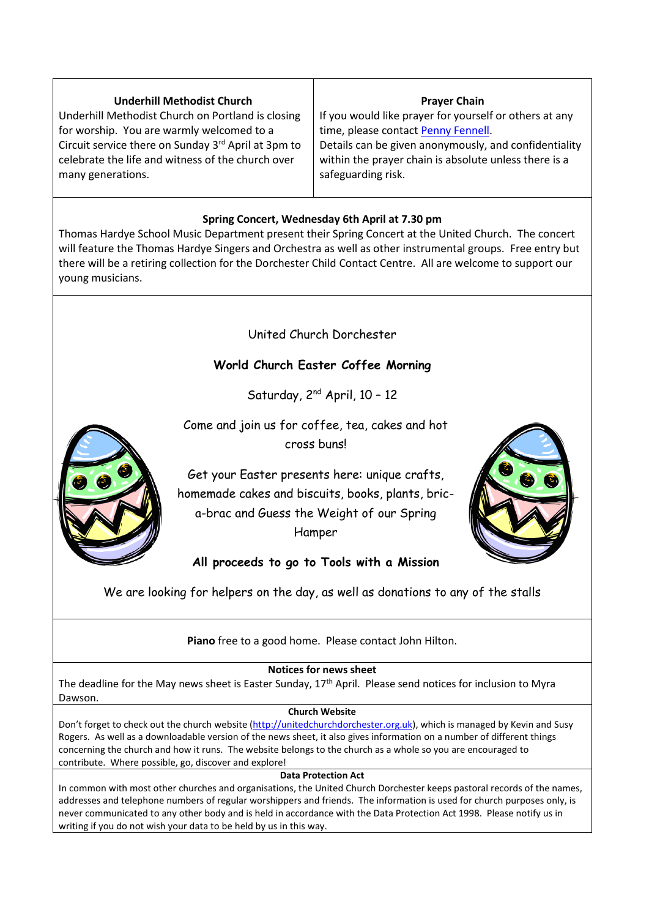### Underhill Methodist Church

Underhill Methodist Church on Portland is closing for worship. You are warmly welcomed to a Circuit service there on Sunday 3rd April at 3pm to celebrate the life and witness of the church over many generations.

### Prayer Chain

If you would like prayer for yourself or others at any time, please contact Penny Fennell.
Details can be given anonymously, and confidentiality within the prayer chain is absolute unless there is a safeguarding risk.

### Spring Concert, Wednesday 6th April at 7.30 pm

Thomas Hardye School Music Department present their Spring Concert at the United Church. The concert will feature the Thomas Hardye Singers and Orchestra as well as other instrumental groups. Free entry but there will be a retiring collection for the Dorchester Child Contact Centre. All are welcome to support our young musicians.

United Church Dorchester

**World Church Easter Coffee Morning**

Saturday, 2nd April, 10 – 12

Come and join us for coffee, tea, cakes and hot cross buns!

Get your Easter presents here: unique crafts, homemade cakes and biscuits, books, plants, bric-a-brac and Guess the Weight of our Spring Hamper

**All proceeds to go to Tools with a Mission**

We are looking for helpers on the day, as well as donations to any of the stalls

**Piano** free to a good home. Please contact John Hilton.

### Notices for news sheet

The deadline for the May news sheet is Easter Sunday, 17th April. Please send notices for inclusion to Myra Dawson.

### Church Website

Don't forget to check out the church website (http://unitedchurchdorchester.org.uk), which is managed by Kevin and Susy Rogers. As well as a downloadable version of the news sheet, it also gives information on a number of different things concerning the church and how it runs. The website belongs to the church as a whole so you are encouraged to contribute. Where possible, go, discover and explore!

### Data Protection Act

In common with most other churches and organisations, the United Church Dorchester keeps pastoral records of the names, addresses and telephone numbers of regular worshippers and friends. The information is used for church purposes only, is never communicated to any other body and is held in accordance with the Data Protection Act 1998. Please notify us in writing if you do not wish your data to be held by us in this way.